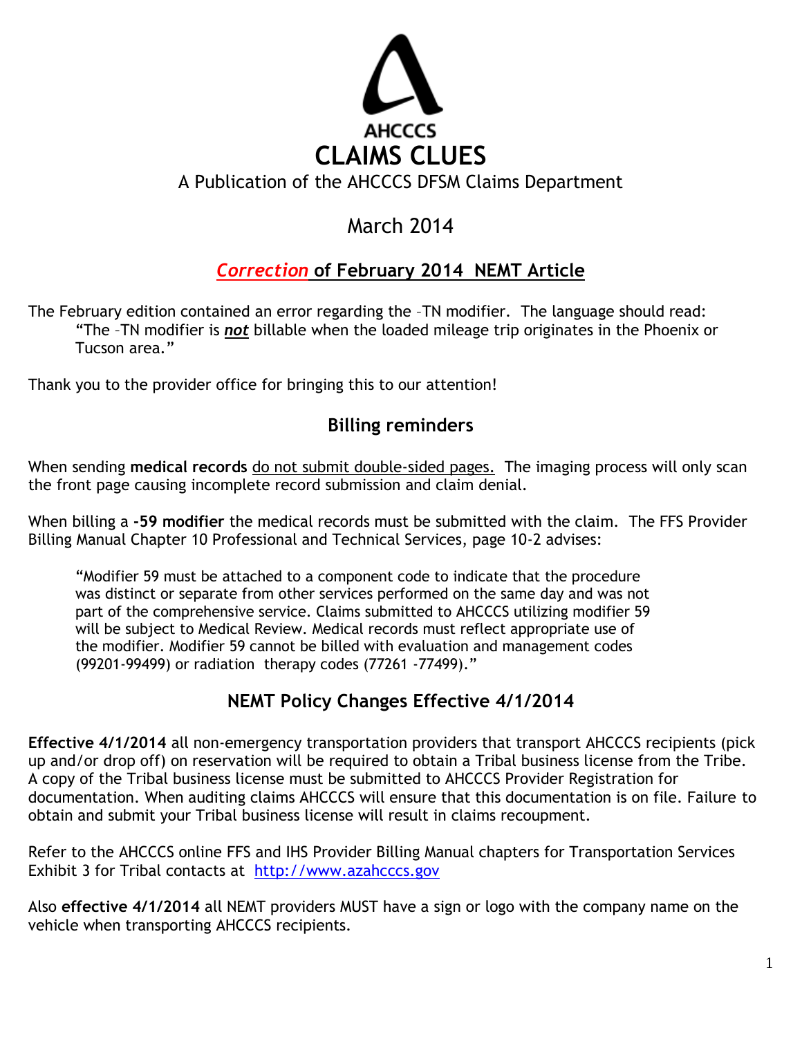AHCCCS

# CLAIMS CLUES

A Publication of the AHCCCS DFSM Claims Department

March 2014

## *Correction* of February 2014 NEMT Article

The February edition contained an error regarding the –TN modifier. The language should read:

> "The –TN modifier is ***not*** billable when the loaded mileage trip originates in the Phoenix or Tucson area."

Thank you to the provider office for bringing this to our attention!

## Billing reminders

When sending **medical records** do not submit double-sided pages. The imaging process will only scan the front page causing incomplete record submission and claim denial.

When billing a **-59 modifier** the medical records must be submitted with the claim. The FFS Provider Billing Manual Chapter 10 Professional and Technical Services, page 10-2 advises:

> "Modifier 59 must be attached to a component code to indicate that the procedure was distinct or separate from other services performed on the same day and was not part of the comprehensive service. Claims submitted to AHCCCS utilizing modifier 59 will be subject to Medical Review. Medical records must reflect appropriate use of the modifier. Modifier 59 cannot be billed with evaluation and management codes (99201-99499) or radiation therapy codes (77261 -77499)."

## NEMT Policy Changes Effective 4/1/2014

**Effective 4/1/2014** all non-emergency transportation providers that transport AHCCCS recipients (pick up and/or drop off) on reservation will be required to obtain a Tribal business license from the Tribe. A copy of the Tribal business license must be submitted to AHCCCS Provider Registration for documentation. When auditing claims AHCCCS will ensure that this documentation is on file. Failure to obtain and submit your Tribal business license will result in claims recoupment.

Refer to the AHCCCS online FFS and IHS Provider Billing Manual chapters for Transportation Services Exhibit 3 for Tribal contacts at http://www.azahcccs.gov

Also **effective 4/1/2014** all NEMT providers MUST have a sign or logo with the company name on the vehicle when transporting AHCCCS recipients.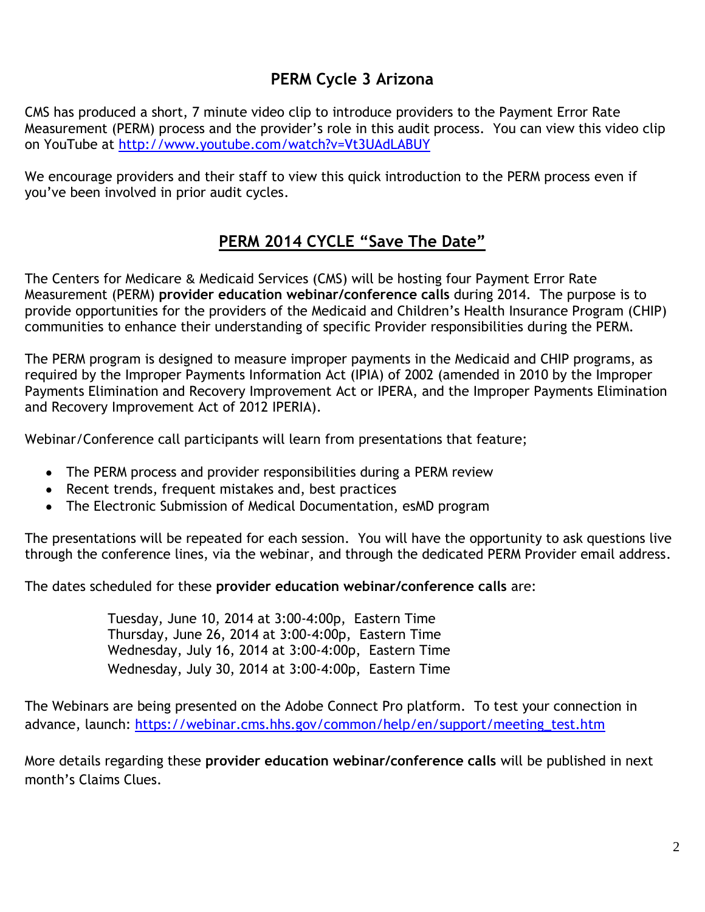## PERM Cycle 3 Arizona

CMS has produced a short, 7 minute video clip to introduce providers to the Payment Error Rate Measurement (PERM) process and the provider's role in this audit process. You can view this video clip on YouTube at http://www.youtube.com/watch?v=Vt3UAdLABUY

We encourage providers and their staff to view this quick introduction to the PERM process even if you've been involved in prior audit cycles.

## PERM 2014 CYCLE "Save The Date"

The Centers for Medicare & Medicaid Services (CMS) will be hosting four Payment Error Rate Measurement (PERM) **provider education webinar/conference calls** during 2014. The purpose is to provide opportunities for the providers of the Medicaid and Children's Health Insurance Program (CHIP) communities to enhance their understanding of specific Provider responsibilities during the PERM.

The PERM program is designed to measure improper payments in the Medicaid and CHIP programs, as required by the Improper Payments Information Act (IPIA) of 2002 (amended in 2010 by the Improper Payments Elimination and Recovery Improvement Act or IPERA, and the Improper Payments Elimination and Recovery Improvement Act of 2012 IPERIA).

Webinar/Conference call participants will learn from presentations that feature;

- The PERM process and provider responsibilities during a PERM review
- Recent trends, frequent mistakes and, best practices
- The Electronic Submission of Medical Documentation, esMD program

The presentations will be repeated for each session. You will have the opportunity to ask questions live through the conference lines, via the webinar, and through the dedicated PERM Provider email address.

The dates scheduled for these **provider education webinar/conference calls** are:

Tuesday, June 10, 2014 at 3:00-4:00p, Eastern Time
Thursday, June 26, 2014 at 3:00-4:00p, Eastern Time
Wednesday, July 16, 2014 at 3:00-4:00p, Eastern Time
Wednesday, July 30, 2014 at 3:00-4:00p, Eastern Time

The Webinars are being presented on the Adobe Connect Pro platform. To test your connection in advance, launch: https://webinar.cms.hhs.gov/common/help/en/support/meeting_test.htm

More details regarding these **provider education webinar/conference calls** will be published in next month's Claims Clues.